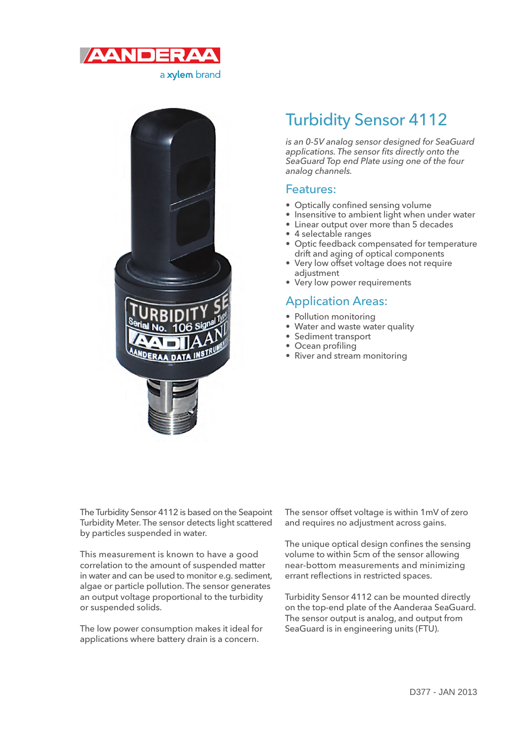AANDERAA

a xylem brand

# Turbidity Sensor 4112

*is an 0-5V analog sensor designed for SeaGuard applications. The sensor fits directly onto the SeaGuard Top end Plate using one of the four analog channels.*

## Features:

- Optically confined sensing volume
- Insensitive to ambient light when under water
- Linear output over more than 5 decades
- 4 selectable ranges
- Optic feedback compensated for temperature drift and aging of optical components
- Very low offset voltage does not require adjustment
- Very low power requirements

## Application Areas:

- Pollution monitoring
- Water and waste water quality
- Sediment transport
- Ocean profiling
- River and stream monitoring

The Turbidity Sensor 4112 is based on the Seapoint Turbidity Meter. The sensor detects light scattered by particles suspended in water.

This measurement is known to have a good correlation to the amount of suspended matter in water and can be used to monitor e.g. sediment, algae or particle pollution. The sensor generates an output voltage proportional to the turbidity or suspended solids.

The low power consumption makes it ideal for applications where battery drain is a concern.

The sensor offset voltage is within 1mV of zero and requires no adjustment across gains.

The unique optical design confines the sensing volume to within 5cm of the sensor allowing near-bottom measurements and minimizing errant reflections in restricted spaces.

Turbidity Sensor 4112 can be mounted directly on the top-end plate of the Aanderaa SeaGuard. The sensor output is analog, and output from SeaGuard is in engineering units (FTU).

D377 - JAN 2013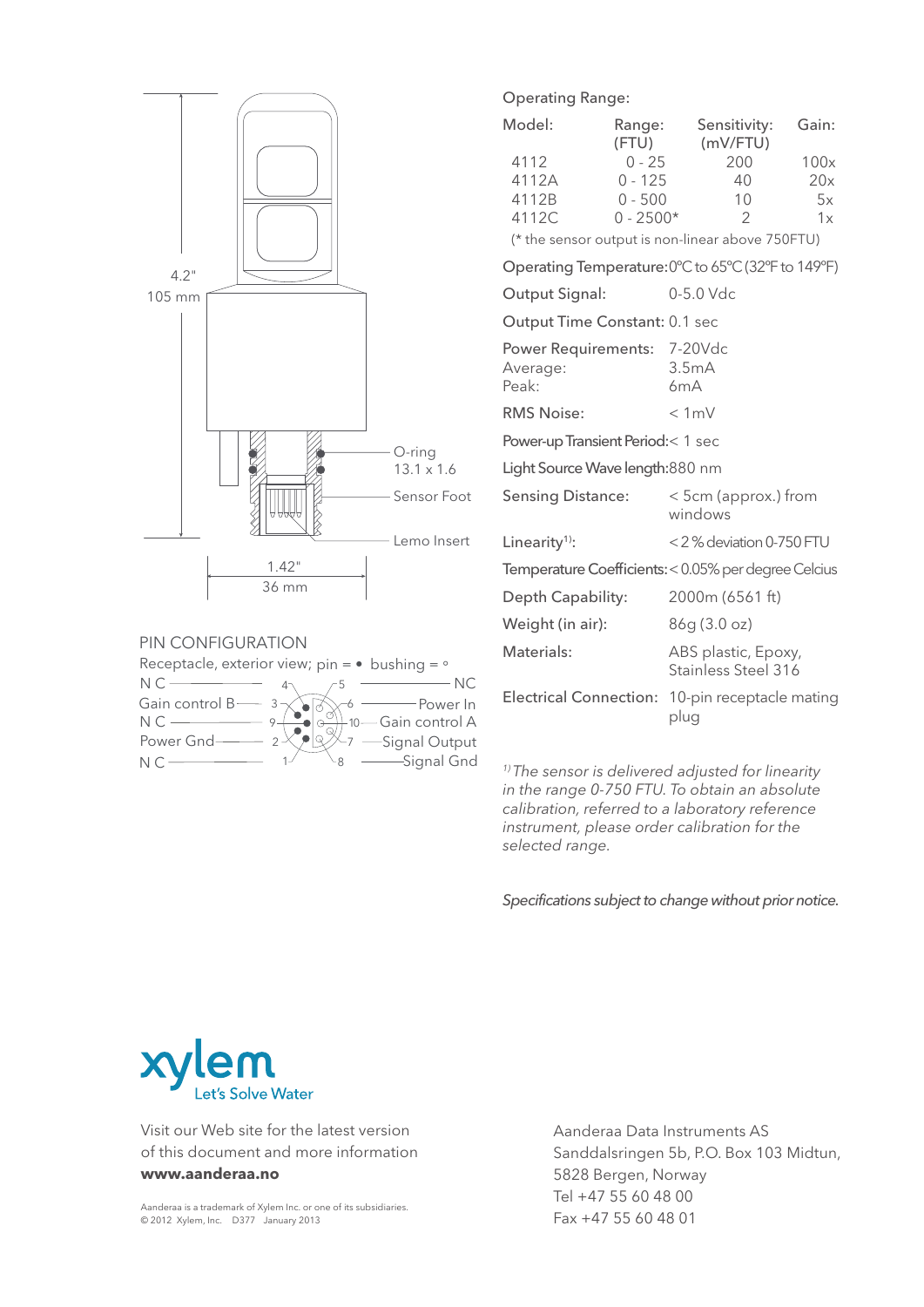4.2"
105 mm

O-ring
13.1 x 1.6

Sensor Foot

Lemo Insert

1.42"
36 mm

PIN CONFIGURATION

Receptacle, exterior view; pin = • bushing = ◦

N C — 4
Gain control B — 3
N C — 9
Power Gnd — 2
N C — 1
5 — NC
6 — Power In
10 — Gain control A
7 — Signal Output
8 — Signal Gnd

Operating Range:

| Model: | Range: (FTU) | Sensitivity: (mV/FTU) | Gain: |
|---|---|---|---|
| 4112 | 0 - 25 | 200 | 100x |
| 4112A | 0 - 125 | 40 | 20x |
| 4112B | 0 - 500 | 10 | 5x |
| 4112C | 0 - 2500* | 2 | 1x |

(* the sensor output is non-linear above 750FTU)

| | |
|---|---|
| Operating Temperature: | 0°C to 65°C (32°F to 149°F) |
| Output Signal: | 0-5.0 Vdc |
| Output Time Constant: | 0.1 sec |
| Power Requirements: | 7-20Vdc |
| Average: | 3.5mA |
| Peak: | 6mA |
| RMS Noise: | < 1mV |
| Power-up Transient Period: | < 1 sec |
| Light Source Wave length: | 880 nm |
| Sensing Distance: | < 5cm (approx.) from windows |
| Linearity[1]: | < 2 % deviation 0-750 FTU |
| Temperature Coefficients: | < 0.05% per degree Celcius |
| Depth Capability: | 2000m (6561 ft) |
| Weight (in air): | 86g (3.0 oz) |
| Materials: | ABS plastic, Epoxy, Stainless Steel 316 |
| Electrical Connection: | 10-pin receptacle mating plug |

*[1] The sensor is delivered adjusted for linearity in the range 0-750 FTU. To obtain an absolute calibration, referred to a laboratory reference instrument, please order calibration for the selected range.*

*Specifications subject to change without prior notice.*

xylem
Let's Solve Water

Visit our Web site for the latest version of this document and more information
**www.aanderaa.no**

Aanderaa is a trademark of Xylem Inc. or one of its subsidiaries.
© 2012 Xylem, Inc. D377 January 2013

Aanderaa Data Instruments AS
Sanddalsringen 5b, P.O. Box 103 Midtun,
5828 Bergen, Norway
Tel +47 55 60 48 00
Fax +47 55 60 48 01